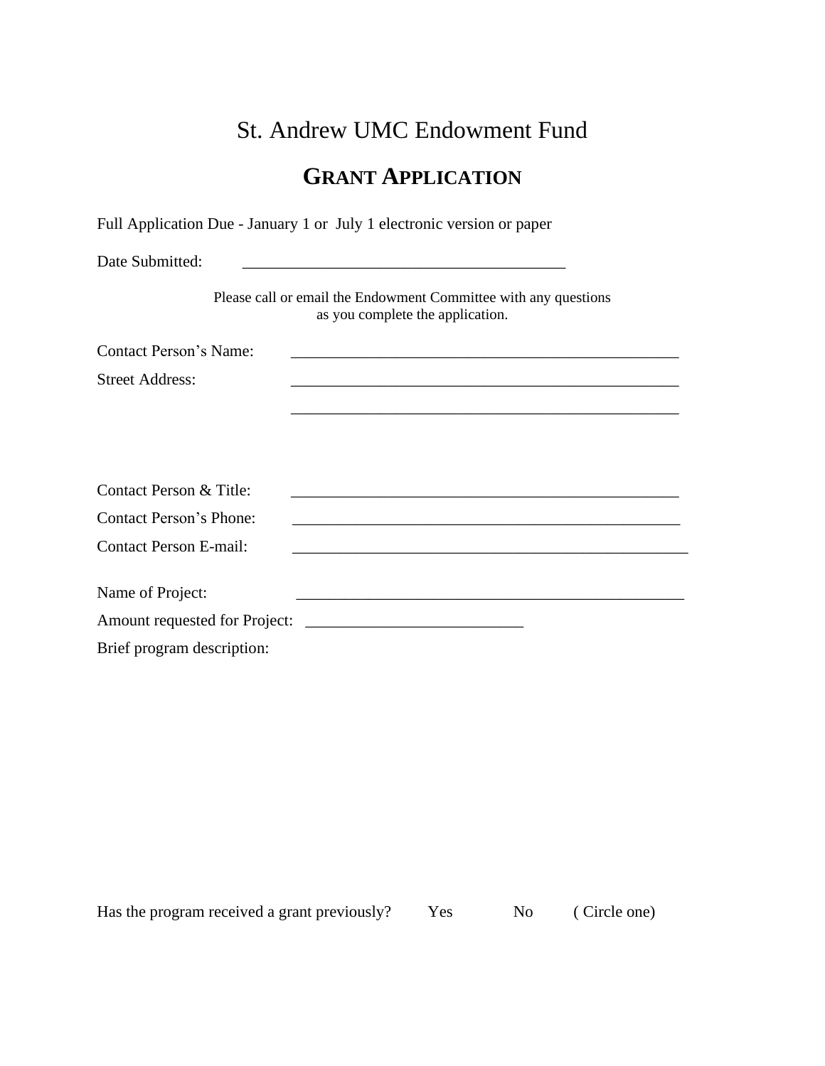# St. Andrew UMC Endowment Fund

## GRANT APPLICATION

Full Application Due - January 1 or July 1 electronic version or paper

Date Submitted: ________________________________________

Please call or email the Endowment Committee with any questions as you complete the application.

Contact Person's Name: __________________________________________________

Street Address: __________________________________________________

__________________________________________________

Contact Person & Title: __________________________________________________

Contact Person's Phone: __________________________________________________

Contact Person E-mail: ___________________________________________________

Name of Project: __________________________________________________

Amount requested for Project: ___________________________

Brief program description:

Has the program received a grant previously? Yes No ( Circle one)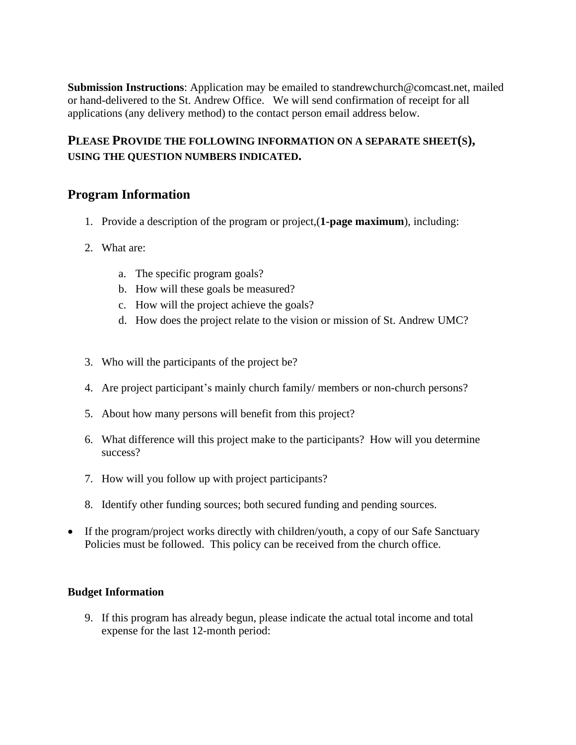**Submission Instructions**: Application may be emailed to standrewchurch@comcast.net, mailed or hand-delivered to the St. Andrew Office. We will send confirmation of receipt for all applications (any delivery method) to the contact person email address below.

## PLEASE PROVIDE THE FOLLOWING INFORMATION ON A SEPARATE SHEET(S), USING THE QUESTION NUMBERS INDICATED.

## Program Information

1. Provide a description of the program or project,(**1-page maximum**), including:
2. What are:
    a. The specific program goals?
    b. How will these goals be measured?
    c. How will the project achieve the goals?
    d. How does the project relate to the vision or mission of St. Andrew UMC?
3. Who will the participants of the project be?
4. Are project participant's mainly church family/ members or non-church persons?
5. About how many persons will benefit from this project?
6. What difference will this project make to the participants? How will you determine success?
7. How will you follow up with project participants?
8. Identify other funding sources; both secured funding and pending sources.

- If the program/project works directly with children/youth, a copy of our Safe Sanctuary Policies must be followed. This policy can be received from the church office.

**Budget Information**

9. If this program has already begun, please indicate the actual total income and total expense for the last 12-month period: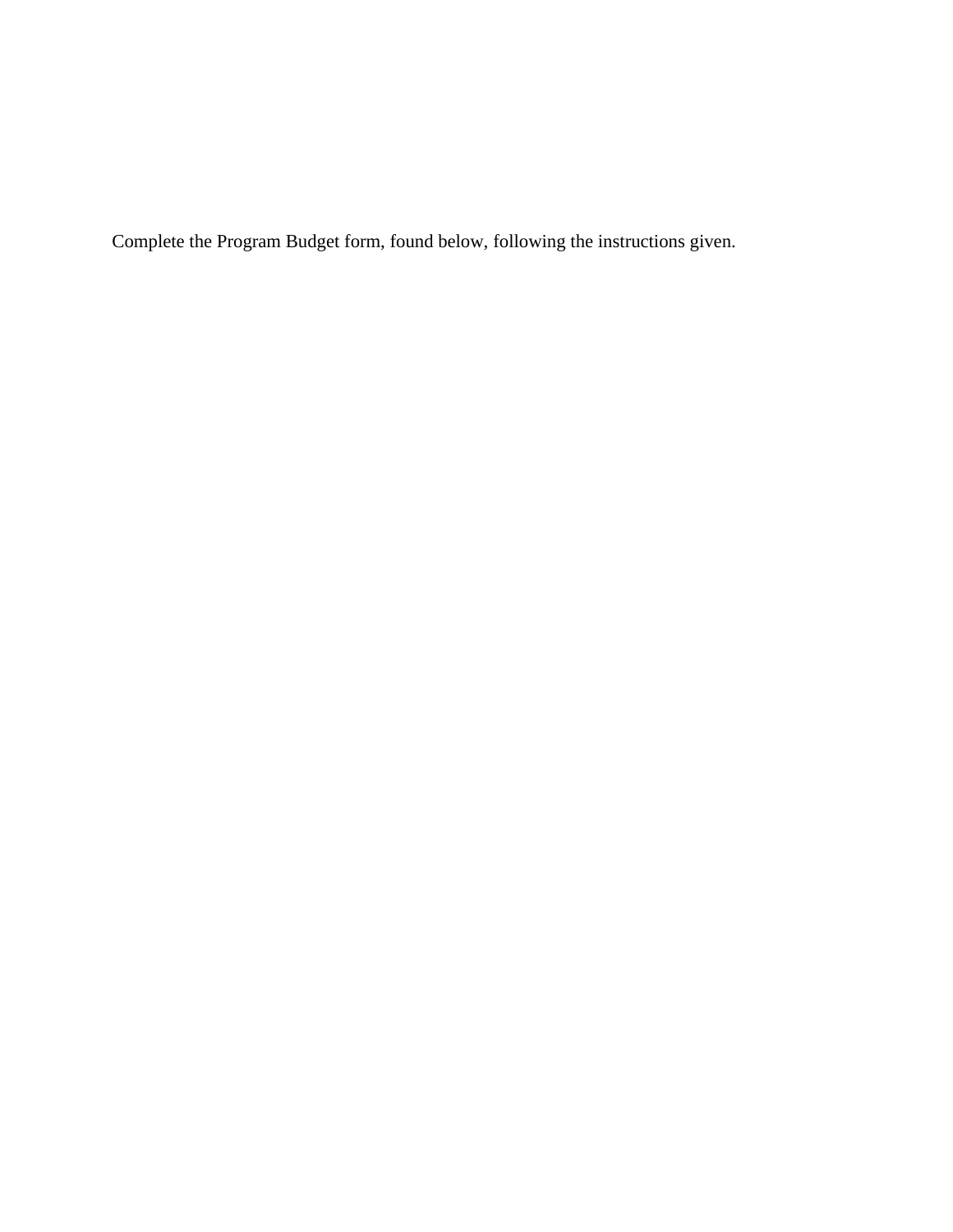Complete the Program Budget form, found below, following the instructions given.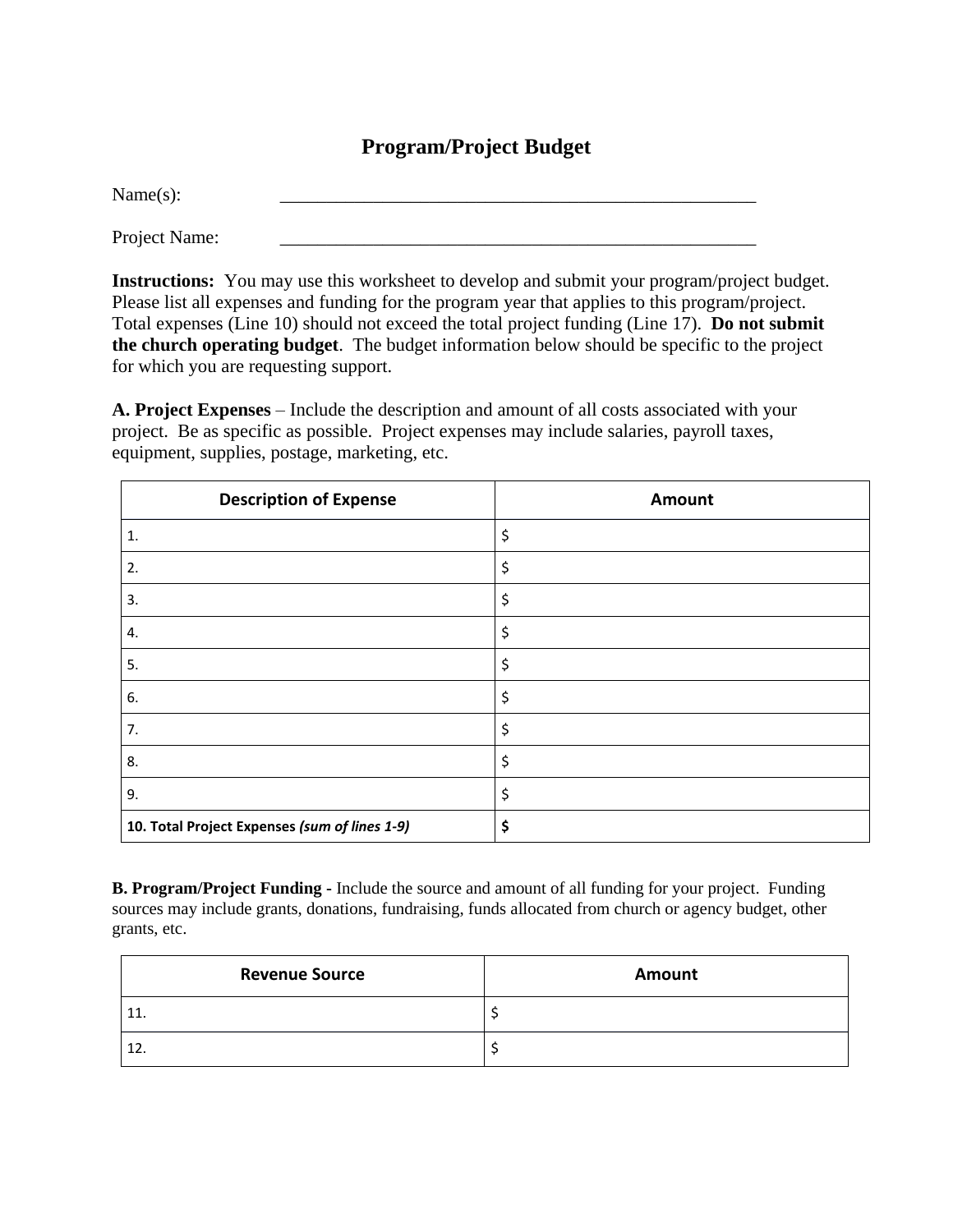# Program/Project Budget

Name(s): \_\_\_\_\_\_\_\_\_\_\_\_\_\_\_\_\_\_\_\_\_\_\_\_\_\_\_\_\_\_\_\_\_\_\_\_\_\_\_\_\_\_\_\_\_\_\_\_\_\_\_\_

Project Name: \_\_\_\_\_\_\_\_\_\_\_\_\_\_\_\_\_\_\_\_\_\_\_\_\_\_\_\_\_\_\_\_\_\_\_\_\_\_\_\_\_\_\_\_\_\_\_\_\_\_\_\_

**Instructions:** You may use this worksheet to develop and submit your program/project budget. Please list all expenses and funding for the program year that applies to this program/project. Total expenses (Line 10) should not exceed the total project funding (Line 17). **Do not submit the church operating budget**. The budget information below should be specific to the project for which you are requesting support.

**A. Project Expenses** – Include the description and amount of all costs associated with your project. Be as specific as possible. Project expenses may include salaries, payroll taxes, equipment, supplies, postage, marketing, etc.

| Description of Expense | Amount |
|---|---|
| 1. | $ |
| 2. | $ |
| 3. | $ |
| 4. | $ |
| 5. | $ |
| 6. | $ |
| 7. | $ |
| 8. | $ |
| 9. | $ |
| **10. Total Project Expenses *(sum of lines 1-9)*** | **$** |

**B. Program/Project Funding -** Include the source and amount of all funding for your project. Funding sources may include grants, donations, fundraising, funds allocated from church or agency budget, other grants, etc.

| Revenue Source | Amount |
|---|---|
| 11. | $ |
| 12. | $ |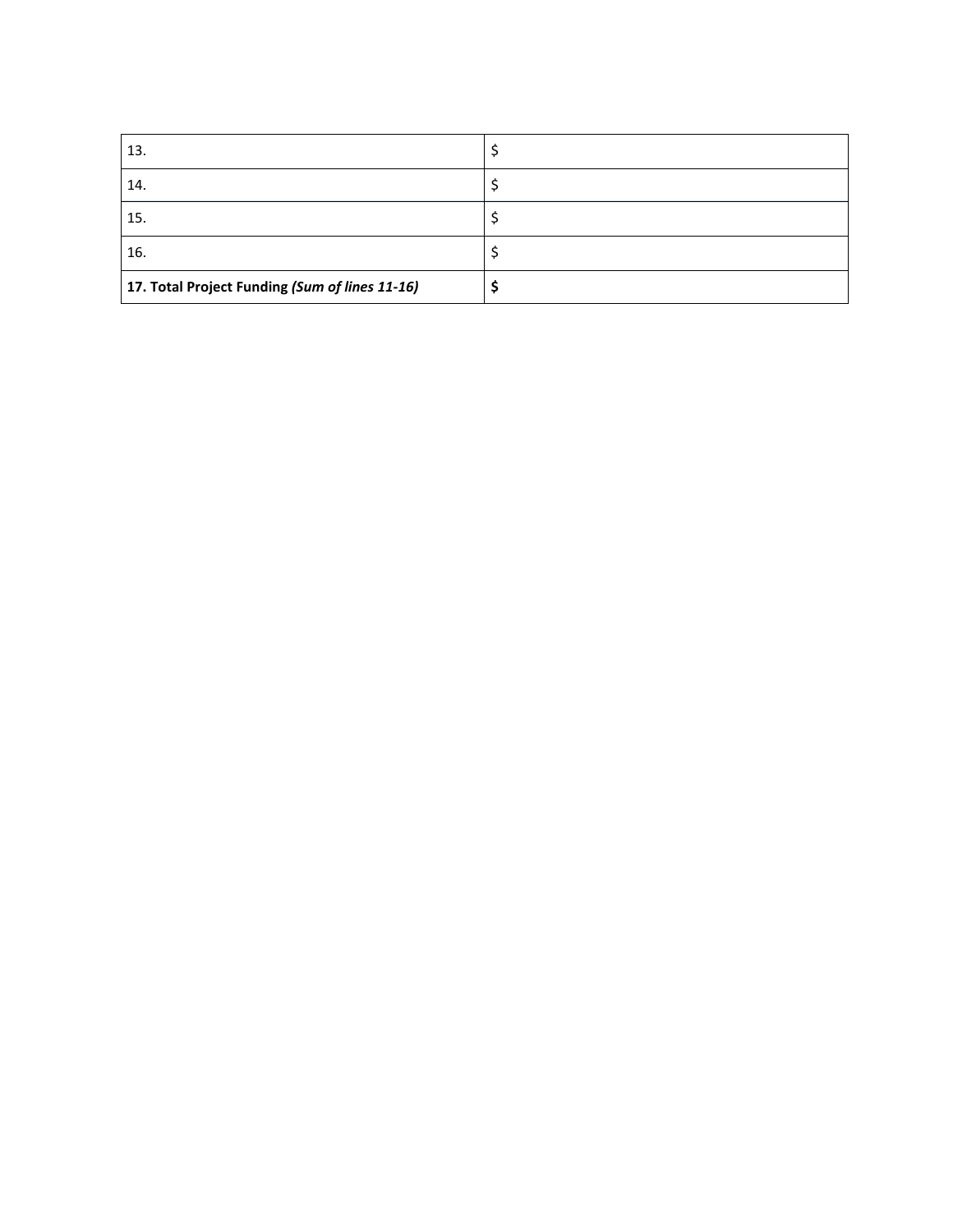| | |
|---|---|
| 13. | $ |
| 14. | $ |
| 15. | $ |
| 16. | $ |
| **17. Total Project Funding *(Sum of lines 11-16)*** | **$** |